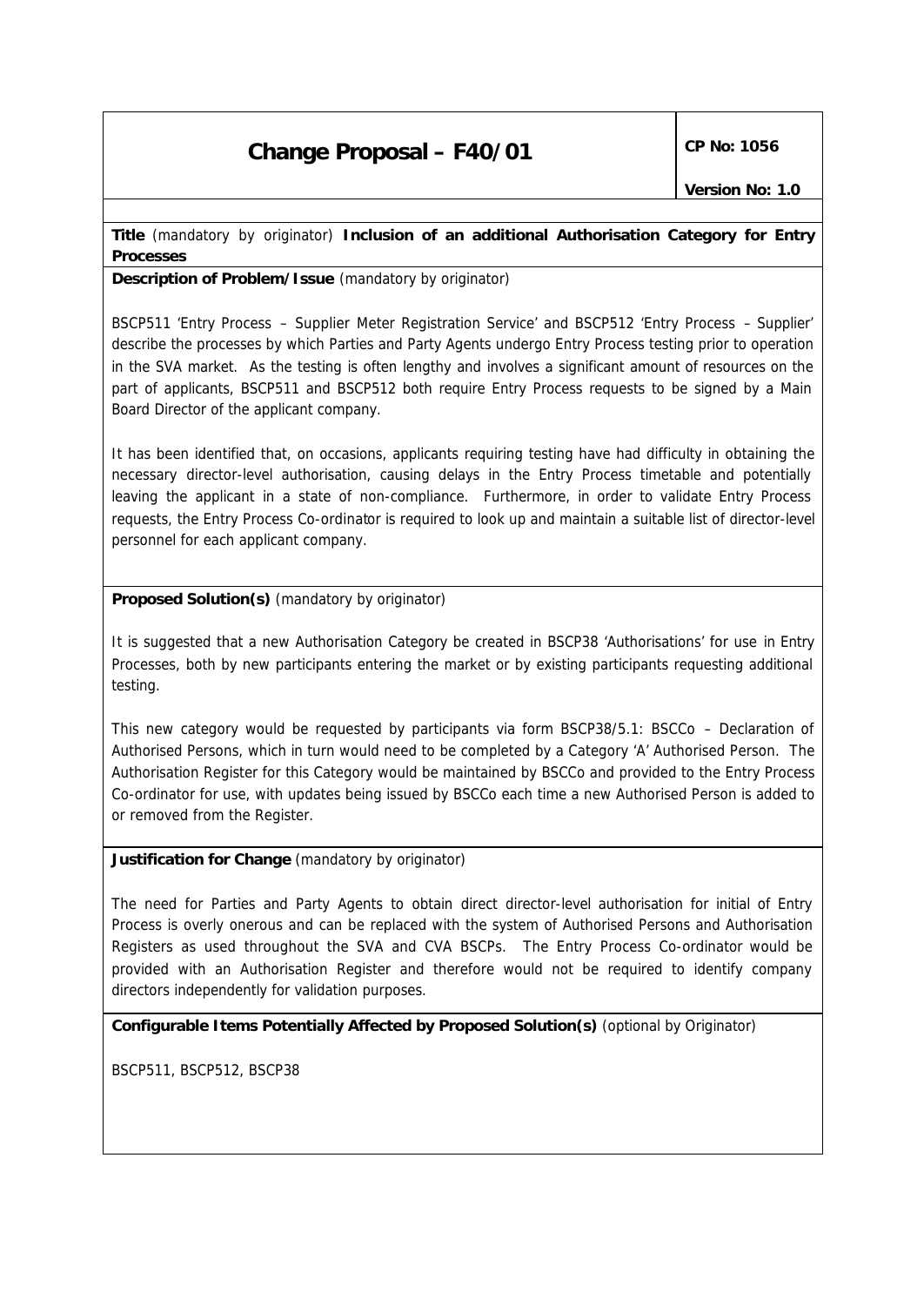# Change Proposal – F40/01

**CP No: 1056**

**Version No: 1.0**

**Title** (mandatory by originator) **Inclusion of an additional Authorisation Category for Entry Processes**

**Description of Problem/Issue** (mandatory by originator)

BSCP511 'Entry Process – Supplier Meter Registration Service' and BSCP512 'Entry Process – Supplier' describe the processes by which Parties and Party Agents undergo Entry Process testing prior to operation in the SVA market. As the testing is often lengthy and involves a significant amount of resources on the part of applicants, BSCP511 and BSCP512 both require Entry Process requests to be signed by a Main Board Director of the applicant company.

It has been identified that, on occasions, applicants requiring testing have had difficulty in obtaining the necessary director-level authorisation, causing delays in the Entry Process timetable and potentially leaving the applicant in a state of non-compliance. Furthermore, in order to validate Entry Process requests, the Entry Process Co-ordinator is required to look up and maintain a suitable list of director-level personnel for each applicant company.

**Proposed Solution(s)** (mandatory by originator)

It is suggested that a new Authorisation Category be created in BSCP38 'Authorisations' for use in Entry Processes, both by new participants entering the market or by existing participants requesting additional testing.

This new category would be requested by participants via form BSCP38/5.1: BSCCo – Declaration of Authorised Persons, which in turn would need to be completed by a Category 'A' Authorised Person. The Authorisation Register for this Category would be maintained by BSCCo and provided to the Entry Process Co-ordinator for use, with updates being issued by BSCCo each time a new Authorised Person is added to or removed from the Register.

**Justification for Change** (mandatory by originator)

The need for Parties and Party Agents to obtain direct director-level authorisation for initial of Entry Process is overly onerous and can be replaced with the system of Authorised Persons and Authorisation Registers as used throughout the SVA and CVA BSCPs. The Entry Process Co-ordinator would be provided with an Authorisation Register and therefore would not be required to identify company directors independently for validation purposes.

**Configurable Items Potentially Affected by Proposed Solution(s)** (optional by Originator)

BSCP511, BSCP512, BSCP38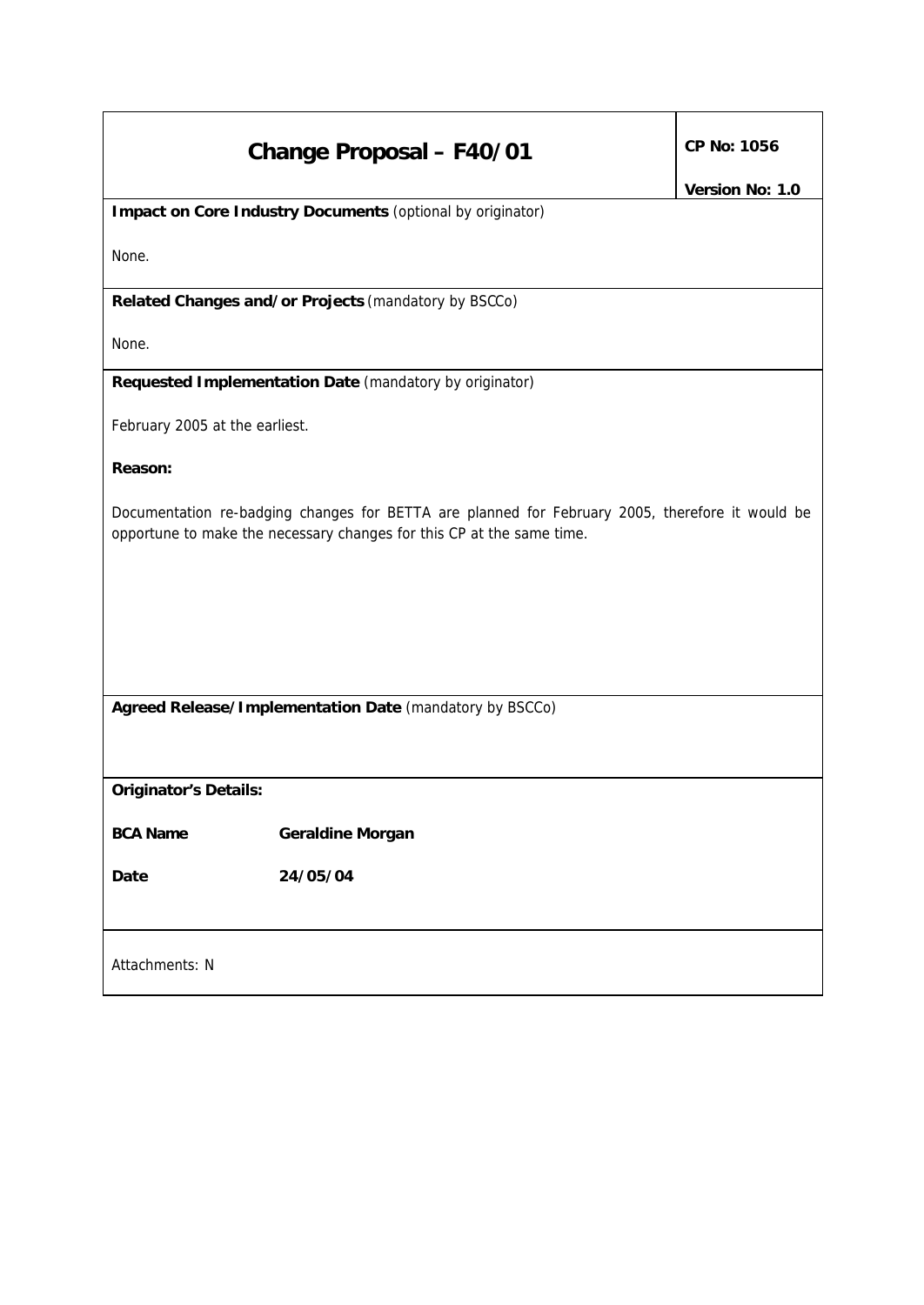| Change Proposal – F40/01 | CP No: 1056<br><br>Version No: 1.0 |
|---|---|

**Impact on Core Industry Documents** (optional by originator)

None.

**Related Changes and/or Projects** (mandatory by BSCCo)

None.

**Requested Implementation Date** (mandatory by originator)

February 2005 at the earliest.

**Reason:**

Documentation re-badging changes for BETTA are planned for February 2005, therefore it would be opportune to make the necessary changes for this CP at the same time.

**Agreed Release/Implementation Date** (mandatory by BSCCo)

**Originator's Details:**

| | |
|---|---|
| **BCA Name** | **Geraldine Morgan** |
| **Date** | **24/05/04** |

Attachments: N